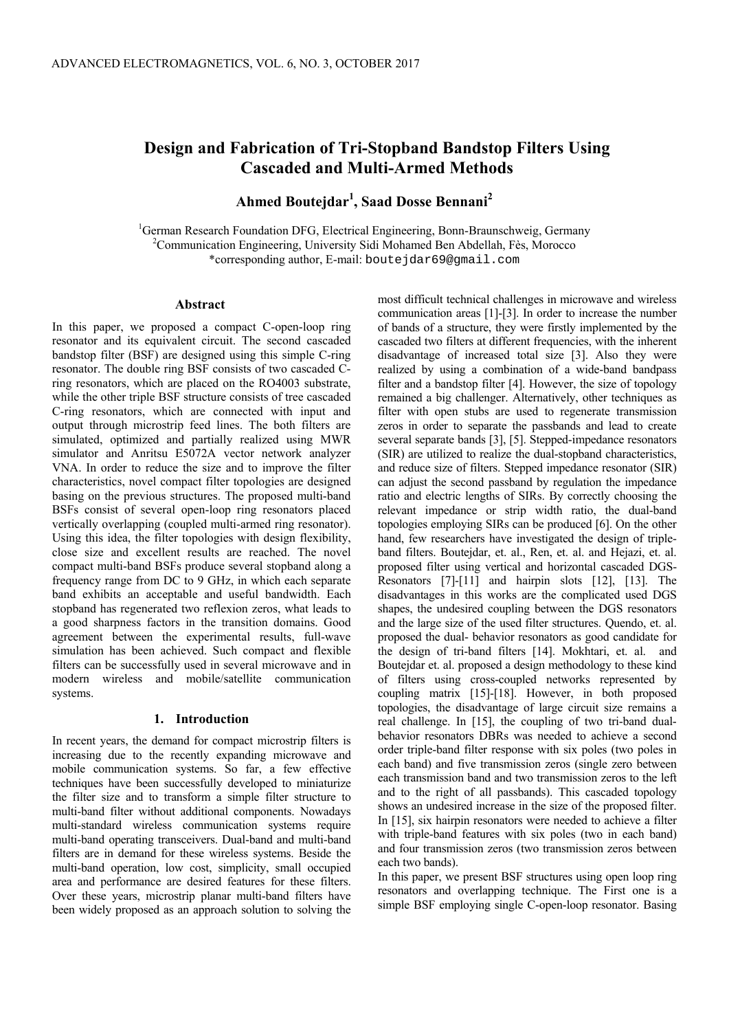# Design and Fabrication of Tri-Stopband Bandstop Filters Using Cascaded and Multi-Armed Methods

**Ahmed Boutejdar[1], Saad Dosse Bennani[2]**

[1]German Research Foundation DFG, Electrical Engineering, Bonn-Braunschweig, Germany
[2]Communication Engineering, University Sidi Mohamed Ben Abdellah, Fès, Morocco
*corresponding author, E-mail: boutejdar69@gmail.com

## Abstract

In this paper, we proposed a compact C-open-loop ring resonator and its equivalent circuit. The second cascaded bandstop filter (BSF) are designed using this simple C-ring resonator. The double ring BSF consists of two cascaded C-ring resonators, which are placed on the RO4003 substrate, while the other triple BSF structure consists of tree cascaded C-ring resonators, which are connected with input and output through microstrip feed lines. The both filters are simulated, optimized and partially realized using MWR simulator and Anritsu E5072A vector network analyzer VNA. In order to reduce the size and to improve the filter characteristics, novel compact filter topologies are designed basing on the previous structures. The proposed multi-band BSFs consist of several open-loop ring resonators placed vertically overlapping (coupled multi-armed ring resonator). Using this idea, the filter topologies with design flexibility, close size and excellent results are reached. The novel compact multi-band BSFs produce several stopband along a frequency range from DC to 9 GHz, in which each separate band exhibits an acceptable and useful bandwidth. Each stopband has regenerated two reflexion zeros, what leads to a good sharpness factors in the transition domains. Good agreement between the experimental results, full-wave simulation has been achieved. Such compact and flexible filters can be successfully used in several microwave and in modern wireless and mobile/satellite communication systems.

## 1. Introduction

In recent years, the demand for compact microstrip filters is increasing due to the recently expanding microwave and mobile communication systems. So far, a few effective techniques have been successfully developed to miniaturize the filter size and to transform a simple filter structure to multi-band filter without additional components. Nowadays multi-standard wireless communication systems require multi-band operating transceivers. Dual-band and multi-band filters are in demand for these wireless systems. Beside the multi-band operation, low cost, simplicity, small occupied area and performance are desired features for these filters. Over these years, microstrip planar multi-band filters have been widely proposed as an approach solution to solving the most difficult technical challenges in microwave and wireless communication areas [1]-[3]. In order to increase the number of bands of a structure, they were firstly implemented by the cascaded two filters at different frequencies, with the inherent disadvantage of increased total size [3]. Also they were realized by using a combination of a wide-band bandpass filter and a bandstop filter [4]. However, the size of topology remained a big challenger. Alternatively, other techniques as filter with open stubs are used to regenerate transmission zeros in order to separate the passbands and lead to create several separate bands [3], [5]. Stepped-impedance resonators (SIR) are utilized to realize the dual-stopband characteristics, and reduce size of filters. Stepped impedance resonator (SIR) can adjust the second passband by regulation the impedance ratio and electric lengths of SIRs. By correctly choosing the relevant impedance or strip width ratio, the dual-band topologies employing SIRs can be produced [6]. On the other hand, few researchers have investigated the design of triple-band filters. Boutejdar, et. al., Ren, et. al. and Hejazi, et. al. proposed filter using vertical and horizontal cascaded DGS-Resonators [7]-[11] and hairpin slots [12], [13]. The disadvantages in this works are the complicated used DGS shapes, the undesired coupling between the DGS resonators and the large size of the used filter structures. Quendo, et. al. proposed the dual- behavior resonators as good candidate for the design of tri-band filters [14]. Mokhtari, et. al. and Boutejdar et. al. proposed a design methodology to these kind of filters using cross-coupled networks represented by coupling matrix [15]-[18]. However, in both proposed topologies, the disadvantage of large circuit size remains a real challenge. In [15], the coupling of two tri-band dual-behavior resonators DBRs was needed to achieve a second order triple-band filter response with six poles (two poles in each band) and five transmission zeros (single zero between each transmission band and two transmission zeros to the left and to the right of all passbands). This cascaded topology shows an undesired increase in the size of the proposed filter. In [15], six hairpin resonators were needed to achieve a filter with triple-band features with six poles (two in each band) and four transmission zeros (two transmission zeros between each two bands).

In this paper, we present BSF structures using open loop ring resonators and overlapping technique. The First one is a simple BSF employing single C-open-loop resonator. Basing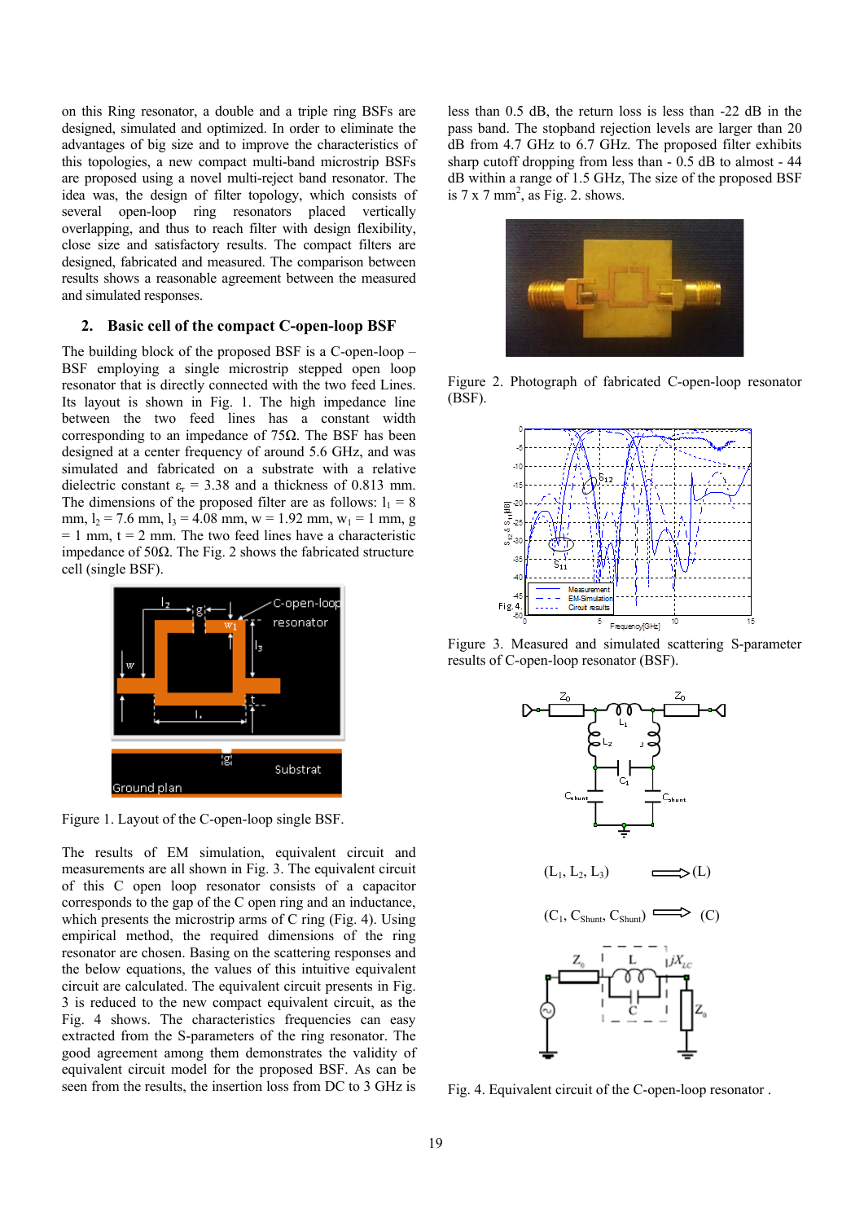on this Ring resonator, a double and a triple ring BSFs are designed, simulated and optimized. In order to eliminate the advantages of big size and to improve the characteristics of this topologies, a new compact multi-band microstrip BSFs are proposed using a novel multi-reject band resonator. The idea was, the design of filter topology, which consists of several open-loop ring resonators placed vertically overlapping, and thus to reach filter with design flexibility, close size and satisfactory results. The compact filters are designed, fabricated and measured. The comparison between results shows a reasonable agreement between the measured and simulated responses.

## 2. Basic cell of the compact C-open-loop BSF

The building block of the proposed BSF is a C-open-loop – BSF employing a single microstrip stepped open loop resonator that is directly connected with the two feed Lines. Its layout is shown in Fig. 1. The high impedance line between the two feed lines has a constant width corresponding to an impedance of 75Ω. The BSF has been designed at a center frequency of around 5.6 GHz, and was simulated and fabricated on a substrate with a relative dielectric constant $\varepsilon_r$ = 3.38 and a thickness of 0.813 mm. The dimensions of the proposed filter are as follows: $l_1$ = 8 mm, $l_2$ = 7.6 mm, $l_3$ = 4.08 mm, w = 1.92 mm, $w_1$ = 1 mm, g = 1 mm, t = 2 mm. The two feed lines have a characteristic impedance of 50Ω. The Fig. 2 shows the fabricated structure cell (single BSF).

Figure 1. Layout of the C-open-loop single BSF.

The results of EM simulation, equivalent circuit and measurements are all shown in Fig. 3. The equivalent circuit of this C open loop resonator consists of a capacitor corresponds to the gap of the C open ring and an inductance, which presents the microstrip arms of C ring (Fig. 4). Using empirical method, the required dimensions of the ring resonator are chosen. Basing on the scattering responses and the below equations, the values of this intuitive equivalent circuit are calculated. The equivalent circuit presents in Fig. 3 is reduced to the new compact equivalent circuit, as the Fig. 4 shows. The characteristics frequencies can easy extracted from the S-parameters of the ring resonator. The good agreement among them demonstrates the validity of equivalent circuit model for the proposed BSF. As can be seen from the results, the insertion loss from DC to 3 GHz is less than 0.5 dB, the return loss is less than -22 dB in the pass band. The stopband rejection levels are larger than 20 dB from 4.7 GHz to 6.7 GHz. The proposed filter exhibits sharp cutoff dropping from less than - 0.5 dB to almost - 44 dB within a range of 1.5 GHz, The size of the proposed BSF is 7 x 7 $mm^2$, as Fig. 2. shows.

Figure 2. Photograph of fabricated C-open-loop resonator (BSF).

Figure 3. Measured and simulated scattering S-parameter results of C-open-loop resonator (BSF).

($L_1$, $L_2$, $L_3$) ⟹ (L)

($C_1$, $C_{Shunt}$, $C_{Shunt}$) ⟹ (C)

Fig. 4. Equivalent circuit of the C-open-loop resonator .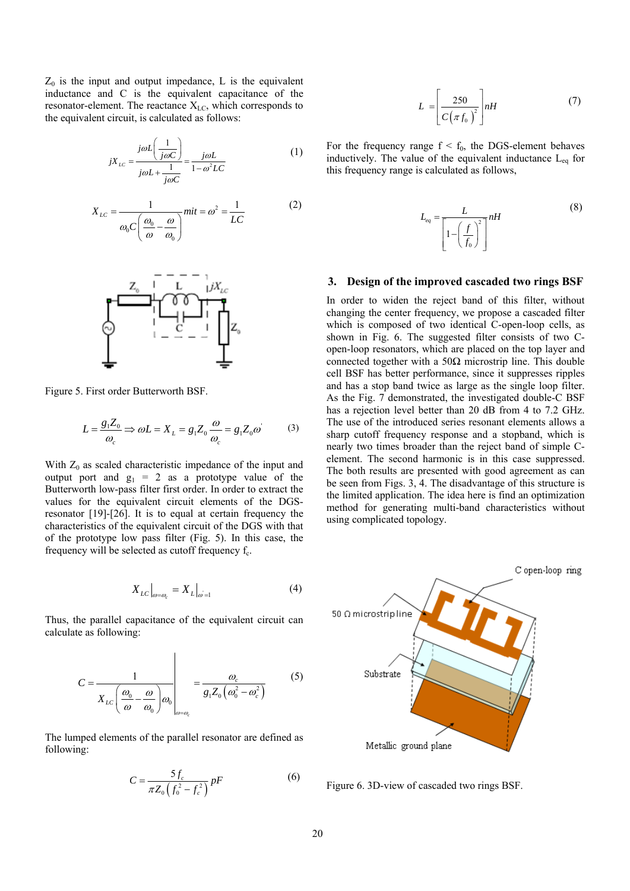$Z_0$ is the input and output impedance, L is the equivalent inductance and C is the equivalent capacitance of the resonator-element. The reactance $X_{LC}$, which corresponds to the equivalent circuit, is calculated as follows:

$$jX_{LC} = \frac{j\omega L\left(\frac{1}{j\omega C}\right)}{j\omega L + \frac{1}{j\omega C}} = \frac{j\omega L}{1-\omega^2 LC} \tag{1}$$

$$X_{LC} = \frac{1}{\omega_0 C\left(\frac{\omega_0}{\omega} - \frac{\omega}{\omega_0}\right)} \; mit = \omega^2 = \frac{1}{LC} \tag{2}$$

Figure 5. First order Butterworth BSF.

$$L = \frac{g_1 Z_0}{\omega_c} \Rightarrow \omega L = X_L = g_1 Z_0 \frac{\omega}{\omega_c} = g_1 Z_0 \omega' \tag{3}$$

With $Z_0$ as scaled characteristic impedance of the input and output port and $g_1 = 2$ as a prototype value of the Butterworth low-pass filter first order. In order to extract the values for the equivalent circuit elements of the DGS-resonator [19]-[26]. It is to equal at certain frequency the characteristics of the equivalent circuit of the DGS with that of the prototype low pass filter (Fig. 5). In this case, the frequency will be selected as cutoff frequency $f_c$.

$$X_{LC}\Big|_{\omega=\omega_c} = X_L\Big|_{\omega'=1} \tag{4}$$

Thus, the parallel capacitance of the equivalent circuit can calculate as following:

$$C = \frac{1}{X_{LC}\left(\frac{\omega_0}{\omega} - \frac{\omega}{\omega_0}\right)\omega_0}\Bigg|_{\omega=\omega_c} = \frac{\omega_c}{g_1 Z_0\left(\omega_0^2 - \omega_c^2\right)} \tag{5}$$

The lumped elements of the parallel resonator are defined as following:

$$C = \frac{5 f_c}{\pi Z_0\left(f_0^2 - f_c^2\right)} pF \tag{6}$$

$$L = \left[\frac{250}{C\left(\pi f_0\right)^2}\right] nH \tag{7}$$

For the frequency range $f < f_0$, the DGS-element behaves inductively. The value of the equivalent inductance $L_{eq}$ for this frequency range is calculated as follows,

$$L_{eq} = \frac{L}{\left[1-\left(\frac{f}{f_0}\right)^2\right]} nH \tag{8}$$

## 3. Design of the improved cascaded two rings BSF

In order to widen the reject band of this filter, without changing the center frequency, we propose a cascaded filter which is composed of two identical C-open-loop cells, as shown in Fig. 6. The suggested filter consists of two C-open-loop resonators, which are placed on the top layer and connected together with a 50Ω microstrip line. This double cell BSF has better performance, since it suppresses ripples and has a stop band twice as large as the single loop filter. As the Fig. 7 demonstrated, the investigated double-C BSF has a rejection level better than 20 dB from 4 to 7.2 GHz. The use of the introduced series resonant elements allows a sharp cutoff frequency response and a stopband, which is nearly two times broader than the reject band of simple C-element. The second harmonic is in this case suppressed. The both results are presented with good agreement as can be seen from Figs. 3, 4. The disadvantage of this structure is the limited application. The idea here is find an optimization method for generating multi-band characteristics without using complicated topology.

Figure 6. 3D-view of cascaded two rings BSF.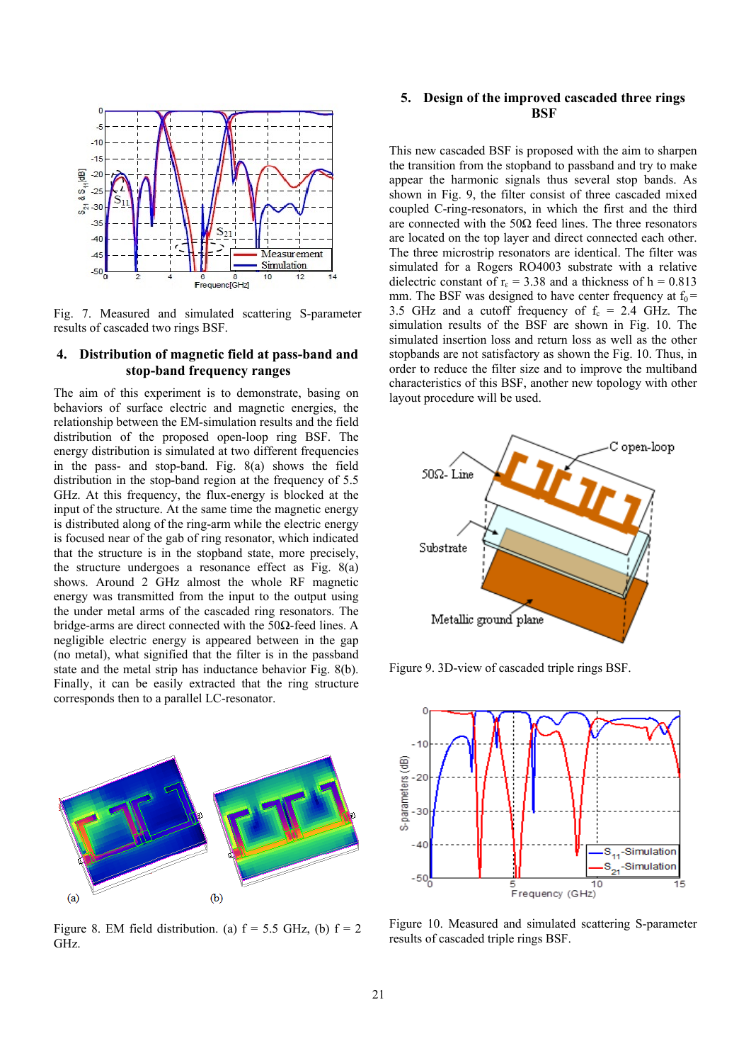Fig. 7. Measured and simulated scattering S-parameter results of cascaded two rings BSF.

## 4. Distribution of magnetic field at pass-band and stop-band frequency ranges

The aim of this experiment is to demonstrate, basing on behaviors of surface electric and magnetic energies, the relationship between the EM-simulation results and the field distribution of the proposed open-loop ring BSF. The energy distribution is simulated at two different frequencies in the pass- and stop-band. Fig. 8(a) shows the field distribution in the stop-band region at the frequency of 5.5 GHz. At this frequency, the flux-energy is blocked at the input of the structure. At the same time the magnetic energy is distributed along of the ring-arm while the electric energy is focused near of the gab of ring resonator, which indicated that the structure is in the stopband state, more precisely, the structure undergoes a resonance effect as Fig. 8(a) shows. Around 2 GHz almost the whole RF magnetic energy was transmitted from the input to the output using the under metal arms of the cascaded ring resonators. The bridge-arms are direct connected with the 50Ω-feed lines. A negligible electric energy is appeared between in the gap (no metal), what signified that the filter is in the passband state and the metal strip has inductance behavior Fig. 8(b). Finally, it can be easily extracted that the ring structure corresponds then to a parallel LC-resonator.

Figure 8. EM field distribution. (a) f = 5.5 GHz, (b) f = 2 GHz.

## 5. Design of the improved cascaded three rings BSF

This new cascaded BSF is proposed with the aim to sharpen the transition from the stopband to passband and try to make appear the harmonic signals thus several stop bands. As shown in Fig. 9, the filter consist of three cascaded mixed coupled C-ring-resonators, in which the first and the third are connected with the 50Ω feed lines. The three resonators are located on the top layer and direct connected each other. The three microstrip resonators are identical. The filter was simulated for a Rogers RO4003 substrate with a relative dielectric constant of $r_\varepsilon$ = 3.38 and a thickness of h = 0.813 mm. The BSF was designed to have center frequency at $f_0$ = 3.5 GHz and a cutoff frequency of $f_c$ = 2.4 GHz. The simulation results of the BSF are shown in Fig. 10. The simulated insertion loss and return loss as well as the other stopbands are not satisfactory as shown the Fig. 10. Thus, in order to reduce the filter size and to improve the multiband characteristics of this BSF, another new topology with other layout procedure will be used.

Figure 9. 3D-view of cascaded triple rings BSF.

Figure 10. Measured and simulated scattering S-parameter results of cascaded triple rings BSF.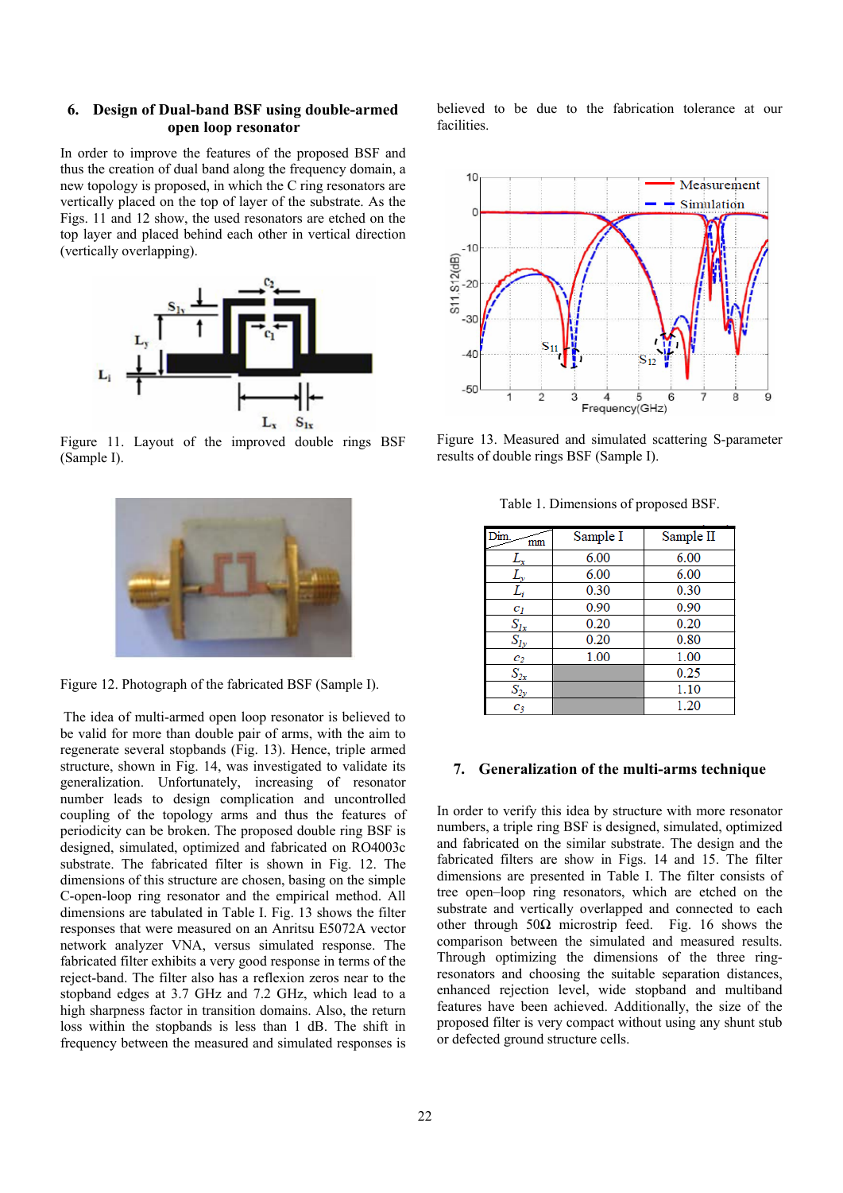## 6. Design of Dual-band BSF using double-armed open loop resonator

In order to improve the features of the proposed BSF and thus the creation of dual band along the frequency domain, a new topology is proposed, in which the C ring resonators are vertically placed on the top of layer of the substrate. As the Figs. 11 and 12 show, the used resonators are etched on the top layer and placed behind each other in vertical direction (vertically overlapping).

Figure 11. Layout of the improved double rings BSF (Sample I).

Figure 12. Photograph of the fabricated BSF (Sample I).

The idea of multi-armed open loop resonator is believed to be valid for more than double pair of arms, with the aim to regenerate several stopbands (Fig. 13). Hence, triple armed structure, shown in Fig. 14, was investigated to validate its generalization. Unfortunately, increasing of resonator number leads to design complication and uncontrolled coupling of the topology arms and thus the features of periodicity can be broken. The proposed double ring BSF is designed, simulated, optimized and fabricated on RO4003c substrate. The fabricated filter is shown in Fig. 12. The dimensions of this structure are chosen, basing on the simple C-open-loop ring resonator and the empirical method. All dimensions are tabulated in Table I. Fig. 13 shows the filter responses that were measured on an Anritsu E5072A vector network analyzer VNA, versus simulated response. The fabricated filter exhibits a very good response in terms of the reject-band. The filter also has a reflexion zeros near to the stopband edges at 3.7 GHz and 7.2 GHz, which lead to a high sharpness factor in transition domains. Also, the return loss within the stopbands is less than 1 dB. The shift in frequency between the measured and simulated responses is believed to be due to the fabrication tolerance at our facilities.

Figure 13. Measured and simulated scattering S-parameter results of double rings BSF (Sample I).

Table 1. Dimensions of proposed BSF.

| Dim. (mm) | Sample I | Sample II |
|---|---|---|
| $L_x$ | 6.00 | 6.00 |
| $L_y$ | 6.00 | 6.00 |
| $L_i$ | 0.30 | 0.30 |
| $c_1$ | 0.90 | 0.90 |
| $S_{1x}$ | 0.20 | 0.20 |
| $S_{1y}$ | 0.20 | 0.80 |
| $c_2$ | 1.00 | 1.00 |
| $S_{2x}$ | | 0.25 |
| $S_{2y}$ | | 1.10 |
| $c_3$ | | 1.20 |

## 7. Generalization of the multi-arms technique

In order to verify this idea by structure with more resonator numbers, a triple ring BSF is designed, simulated, optimized and fabricated on the similar substrate. The design and the fabricated filters are show in Figs. 14 and 15. The filter dimensions are presented in Table I. The filter consists of tree open–loop ring resonators, which are etched on the substrate and vertically overlapped and connected to each other through 50Ω microstrip feed. Fig. 16 shows the comparison between the simulated and measured results. Through optimizing the dimensions of the three ring-resonators and choosing the suitable separation distances, enhanced rejection level, wide stopband and multiband features have been achieved. Additionally, the size of the proposed filter is very compact without using any shunt stub or defected ground structure cells.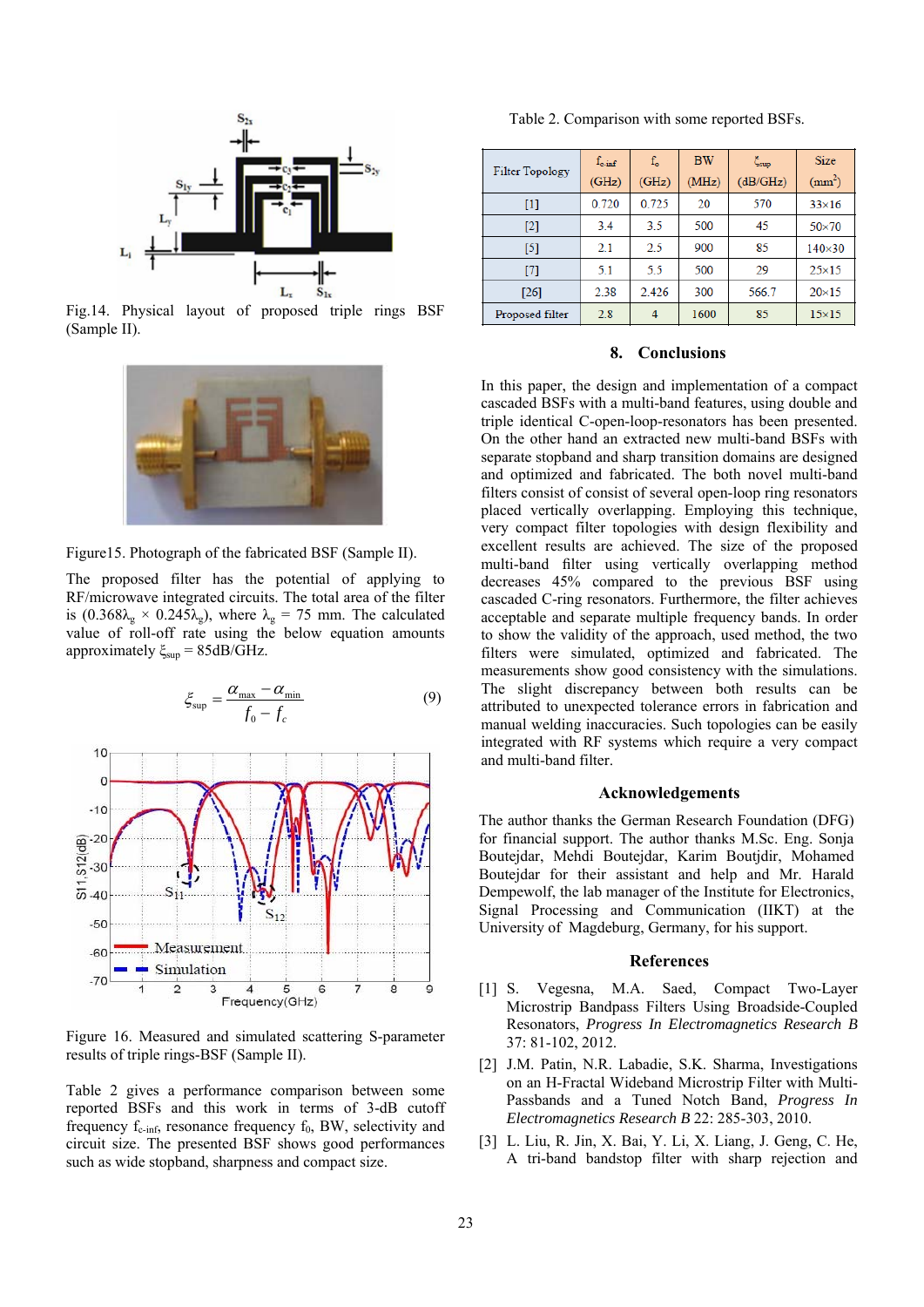Fig.14. Physical layout of proposed triple rings BSF (Sample II).

Figure15. Photograph of the fabricated BSF (Sample II).

The proposed filter has the potential of applying to RF/microwave integrated circuits. The total area of the filter is ($0.368\lambda_g \times 0.245\lambda_g$), where $\lambda_g$ = 75 mm. The calculated value of roll-off rate using the below equation amounts approximately $\xi_{sup}$ = 85dB/GHz.

$$\xi_{sup} = \frac{\alpha_{max} - \alpha_{min}}{f_0 - f_c} \qquad (9)$$

Figure 16. Measured and simulated scattering S-parameter results of triple rings-BSF (Sample II).

Table 2 gives a performance comparison between some reported BSFs and this work in terms of 3-dB cutoff frequency $f_{c\text{-}inf}$, resonance frequency $f_0$, BW, selectivity and circuit size. The presented BSF shows good performances such as wide stopband, sharpness and compact size.

Table 2. Comparison with some reported BSFs.

| Filter Topology | $f_{c\text{-}inf}$ (GHz) | $f_o$ (GHz) | BW (MHz) | $\xi_{sup}$ (dB/GHz) | Size (mm$^2$) |
|---|---|---|---|---|---|
| [1] | 0.720 | 0.725 | 20 | 570 | 33×16 |
| [2] | 3.4 | 3.5 | 500 | 45 | 50×70 |
| [5] | 2.1 | 2.5 | 900 | 85 | 140×30 |
| [7] | 5.1 | 5.5 | 500 | 29 | 25×15 |
| [26] | 2.38 | 2.426 | 300 | 566.7 | 20×15 |
| Proposed filter | 2.8 | 4 | 1600 | 85 | 15×15 |

## 8. Conclusions

In this paper, the design and implementation of a compact cascaded BSFs with a multi-band features, using double and triple identical C-open-loop-resonators has been presented. On the other hand an extracted new multi-band BSFs with separate stopband and sharp transition domains are designed and optimized and fabricated. The both novel multi-band filters consist of consist of several open-loop ring resonators placed vertically overlapping. Employing this technique, very compact filter topologies with design flexibility and excellent results are achieved. The size of the proposed multi-band filter using vertically overlapping method decreases 45% compared to the previous BSF using cascaded C-ring resonators. Furthermore, the filter achieves acceptable and separate multiple frequency bands. In order to show the validity of the approach, used method, the two filters were simulated, optimized and fabricated. The measurements show good consistency with the simulations. The slight discrepancy between both results can be attributed to unexpected tolerance errors in fabrication and manual welding inaccuracies. Such topologies can be easily integrated with RF systems which require a very compact and multi-band filter.

## Acknowledgements

The author thanks the German Research Foundation (DFG) for financial support. The author thanks M.Sc. Eng. Sonja Boutejdar, Mehdi Boutejdar, Karim Boutjdir, Mohamed Boutejdar for their assistant and help and Mr. Harald Dempewolf, the lab manager of the Institute for Electronics, Signal Processing and Communication (IIKT) at the University of Magdeburg, Germany, for his support.

## References

[1] S. Vegesna, M.A. Saed, Compact Two-Layer Microstrip Bandpass Filters Using Broadside-Coupled Resonators, *Progress In Electromagnetics Research B* 37: 81-102, 2012.

[2] J.M. Patin, N.R. Labadie, S.K. Sharma, Investigations on an H-Fractal Wideband Microstrip Filter with Multi-Passbands and a Tuned Notch Band, *Progress In Electromagnetics Research B* 22: 285-303, 2010.

[3] L. Liu, R. Jin, X. Bai, Y. Li, X. Liang, J. Geng, C. He, A tri-band bandstop filter with sharp rejection and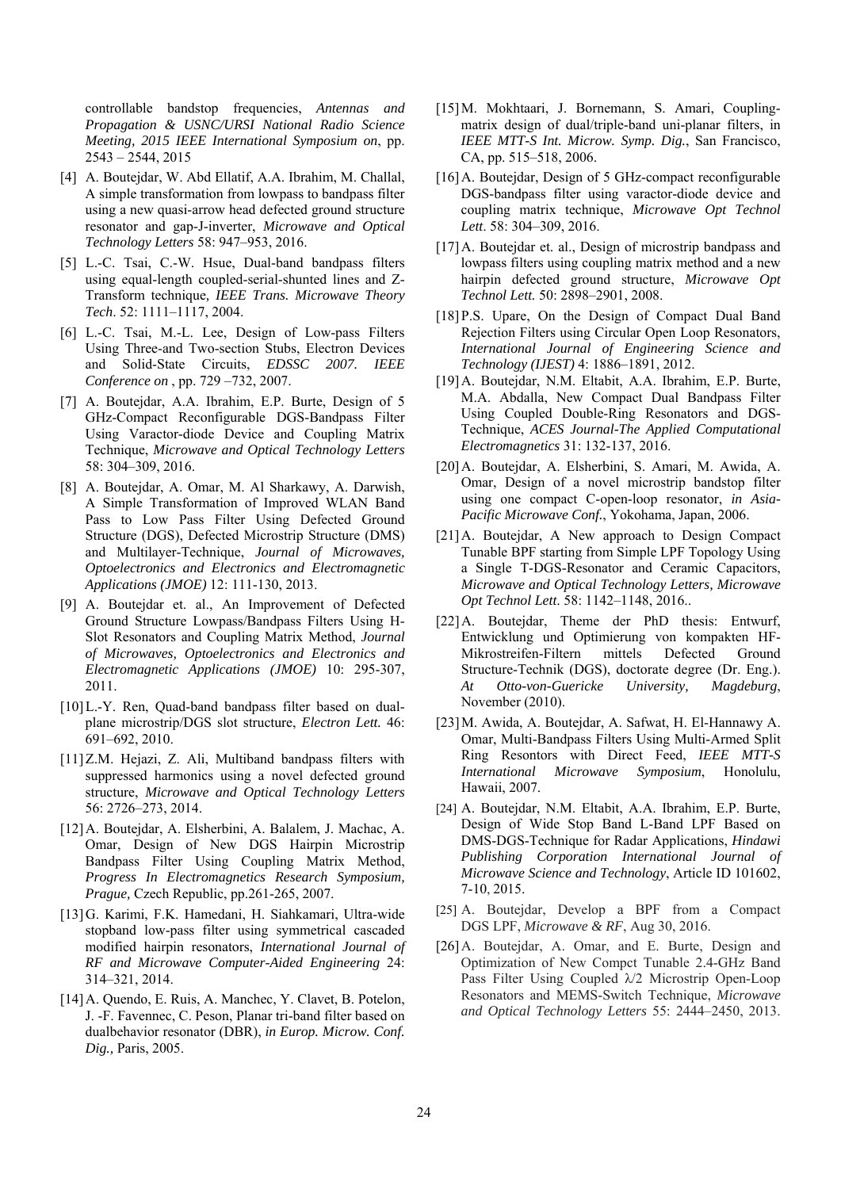controllable bandstop frequencies, *Antennas and Propagation & USNC/URSI National Radio Science Meeting, 2015 IEEE International Symposium on*, pp. 2543 – 2544, 2015

[4] A. Boutejdar, W. Abd Ellatif, A.A. Ibrahim, M. Challal, A simple transformation from lowpass to bandpass filter using a new quasi-arrow head defected ground structure resonator and gap-J-inverter, *Microwave and Optical Technology Letters* 58: 947–953, 2016.

[5] L.-C. Tsai, C.-W. Hsue, Dual-band bandpass filters using equal-length coupled-serial-shunted lines and Z-Transform technique*, IEEE Trans. Microwave Theory Tech*. 52: 1111–1117, 2004.

[6] L.-C. Tsai, M.-L. Lee, Design of Low-pass Filters Using Three-and Two-section Stubs, Electron Devices and Solid-State Circuits, *EDSSC 2007. IEEE Conference on* , pp. 729 –732, 2007.

[7] A. Boutejdar, A.A. Ibrahim, E.P. Burte, Design of 5 GHz-Compact Reconfigurable DGS-Bandpass Filter Using Varactor-diode Device and Coupling Matrix Technique, *Microwave and Optical Technology Letters* 58: 304–309, 2016.

[8] A. Boutejdar, A. Omar, M. Al Sharkawy, A. Darwish, A Simple Transformation of Improved WLAN Band Pass to Low Pass Filter Using Defected Ground Structure (DGS), Defected Microstrip Structure (DMS) and Multilayer-Technique, *Journal of Microwaves, Optoelectronics and Electronics and Electromagnetic Applications (JMOE)* 12: 111-130, 2013.

[9] A. Boutejdar et. al., An Improvement of Defected Ground Structure Lowpass/Bandpass Filters Using H-Slot Resonators and Coupling Matrix Method, *Journal of Microwaves, Optoelectronics and Electronics and Electromagnetic Applications (JMOE)* 10: 295-307, 2011.

[10] L.-Y. Ren, Quad-band bandpass filter based on dual-plane microstrip/DGS slot structure, *Electron Lett.* 46: 691–692, 2010.

[11] Z.M. Hejazi, Z. Ali, Multiband bandpass filters with suppressed harmonics using a novel defected ground structure, *Microwave and Optical Technology Letters* 56: 2726–273, 2014.

[12] A. Boutejdar, A. Elsherbini, A. Balalem, J. Machac, A. Omar, Design of New DGS Hairpin Microstrip Bandpass Filter Using Coupling Matrix Method, *Progress In Electromagnetics Research Symposium, Prague,* Czech Republic, pp.261-265, 2007.

[13] G. Karimi, F.K. Hamedani, H. Siahkamari, Ultra-wide stopband low-pass filter using symmetrical cascaded modified hairpin resonators, *International Journal of RF and Microwave Computer-Aided Engineering* 24: 314–321, 2014.

[14] A. Quendo, E. Ruis, A. Manchec, Y. Clavet, B. Potelon, J. -F. Favennec, C. Peson, Planar tri-band filter based on dualbehavior resonator (DBR), *in Europ. Microw. Conf. Dig.,* Paris, 2005.

[15] M. Mokhtaari, J. Bornemann, S. Amari, Coupling-matrix design of dual/triple-band uni-planar filters, in *IEEE MTT-S Int. Microw. Symp. Dig.*, San Francisco, CA, pp. 515–518, 2006.

[16] A. Boutejdar, Design of 5 GHz-compact reconfigurable DGS-bandpass filter using varactor-diode device and coupling matrix technique, *Microwave Opt Technol Lett*. 58: 304–309, 2016.

[17] A. Boutejdar et. al., Design of microstrip bandpass and lowpass filters using coupling matrix method and a new hairpin defected ground structure, *Microwave Opt Technol Lett.* 50: 2898–2901, 2008.

[18] P.S. Upare, On the Design of Compact Dual Band Rejection Filters using Circular Open Loop Resonators, *International Journal of Engineering Science and Technology (IJEST)* 4: 1886–1891, 2012.

[19] A. Boutejdar, N.M. Eltabit, A.A. Ibrahim, E.P. Burte, M.A. Abdalla, New Compact Dual Bandpass Filter Using Coupled Double-Ring Resonators and DGS-Technique, *ACES Journal-The Applied Computational Electromagnetics* 31: 132-137, 2016.

[20] A. Boutejdar, A. Elsherbini, S. Amari, M. Awida, A. Omar, Design of a novel microstrip bandstop filter using one compact C-open-loop resonator, *in Asia-Pacific Microwave Conf.*, Yokohama, Japan, 2006.

[21] A. Boutejdar, A New approach to Design Compact Tunable BPF starting from Simple LPF Topology Using a Single T-DGS-Resonator and Ceramic Capacitors, *Microwave and Optical Technology Letters, Microwave Opt Technol Lett*. 58: 1142–1148, 2016..

[22] A. Boutejdar, Theme der PhD thesis: Entwurf, Entwicklung und Optimierung von kompakten HF-Mikrostreifen-Filtern mittels Defected Ground Structure-Technik (DGS), doctorate degree (Dr. Eng.). *At Otto-von-Guericke University, Magdeburg*, November (2010).

[23] M. Awida, A. Boutejdar, A. Safwat, H. El-Hannawy A. Omar, Multi-Bandpass Filters Using Multi-Armed Split Ring Resontors with Direct Feed, *IEEE MTT-S International Microwave Symposium*, Honolulu, Hawaii, 2007.

[24] A. Boutejdar, N.M. Eltabit, A.A. Ibrahim, E.P. Burte, Design of Wide Stop Band L-Band LPF Based on DMS-DGS-Technique for Radar Applications, *Hindawi Publishing Corporation International Journal of Microwave Science and Technology*, Article ID 101602, 7-10, 2015.

[25] A. Boutejdar, Develop a BPF from a Compact DGS LPF, *Microwave & RF*, Aug 30, 2016.

[26] A. Boutejdar, A. Omar, and E. Burte, Design and Optimization of New Compct Tunable 2.4-GHz Band Pass Filter Using Coupled λ/2 Microstrip Open-Loop Resonators and MEMS-Switch Technique, *Microwave and Optical Technology Letters* 55: 2444–2450, 2013.